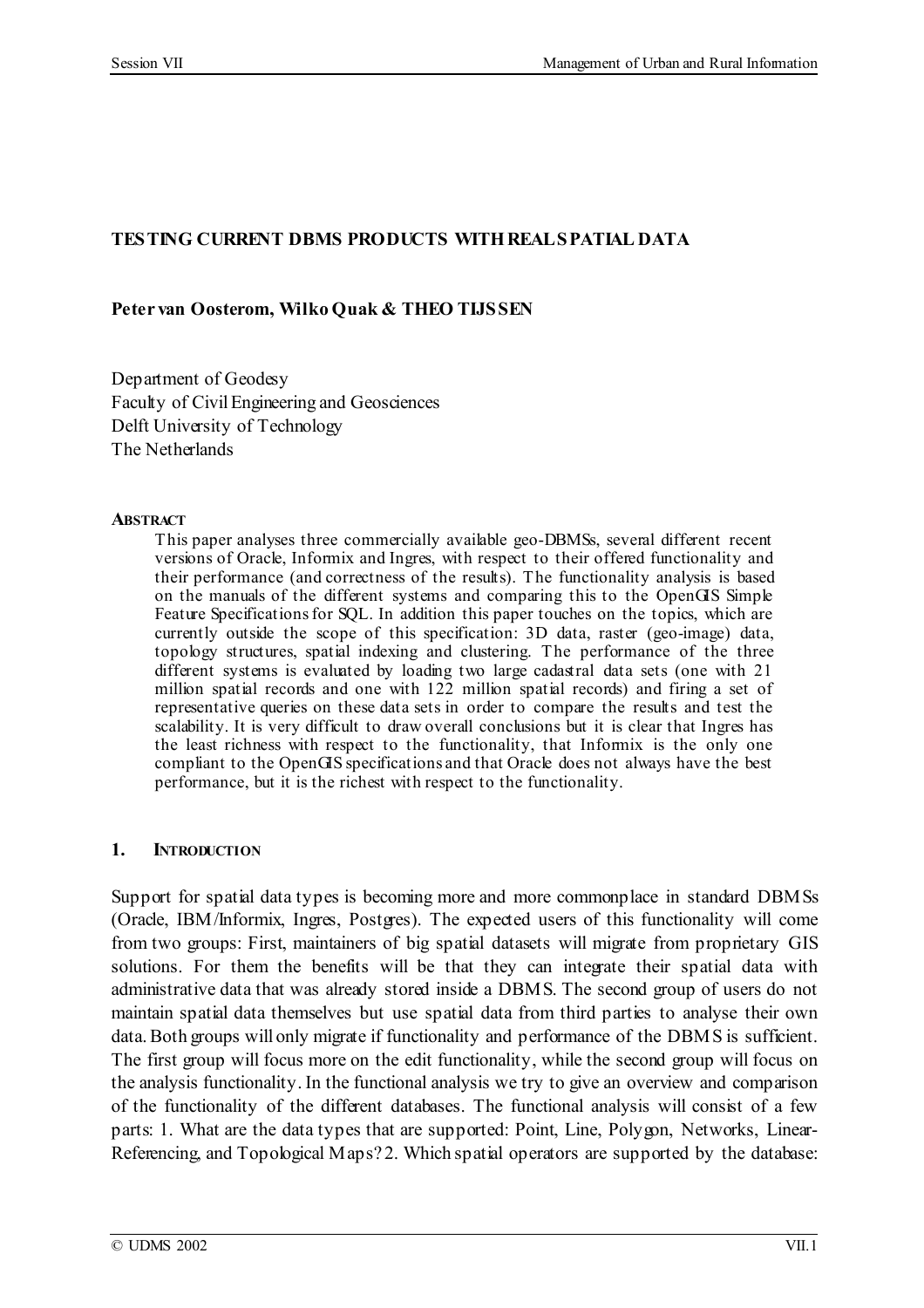# TESTING CURRENT DBMS PRODUCTS WITH REAL SPATIAL DATA

**Peter van Oosterom, Wilko Quak & THEO TIJSSEN**

Department of Geodesy
Faculty of Civil Engineering and Geosciences
Delft University of Technology
The Netherlands

## ABSTRACT

This paper analyses three commercially available geo-DBMSs, several different recent versions of Oracle, Informix and Ingres, with respect to their offered functionality and their performance (and correctness of the results). The functionality analysis is based on the manuals of the different systems and comparing this to the OpenGIS Simple Feature Specifications for SQL. In addition this paper touches on the topics, which are currently outside the scope of this specification: 3D data, raster (geo-image) data, topology structures, spatial indexing and clustering. The performance of the three different systems is evaluated by loading two large cadastral data sets (one with 21 million spatial records and one with 122 million spatial records) and firing a set of representative queries on these data sets in order to compare the results and test the scalability. It is very difficult to draw overall conclusions but it is clear that Ingres has the least richness with respect to the functionality, that Informix is the only one compliant to the OpenGIS specifications and that Oracle does not always have the best performance, but it is the richest with respect to the functionality.

## 1. INTRODUCTION

Support for spatial data types is becoming more and more commonplace in standard DBMSs (Oracle, IBM/Informix, Ingres, Postgres). The expected users of this functionality will come from two groups: First, maintainers of big spatial datasets will migrate from proprietary GIS solutions. For them the benefits will be that they can integrate their spatial data with administrative data that was already stored inside a DBMS. The second group of users do not maintain spatial data themselves but use spatial data from third parties to analyse their own data. Both groups will only migrate if functionality and performance of the DBMS is sufficient. The first group will focus more on the edit functionality, while the second group will focus on the analysis functionality. In the functional analysis we try to give an overview and comparison of the functionality of the different databases. The functional analysis will consist of a few parts: 1. What are the data types that are supported: Point, Line, Polygon, Networks, Linear-Referencing, and Topological Maps? 2. Which spatial operators are supported by the database: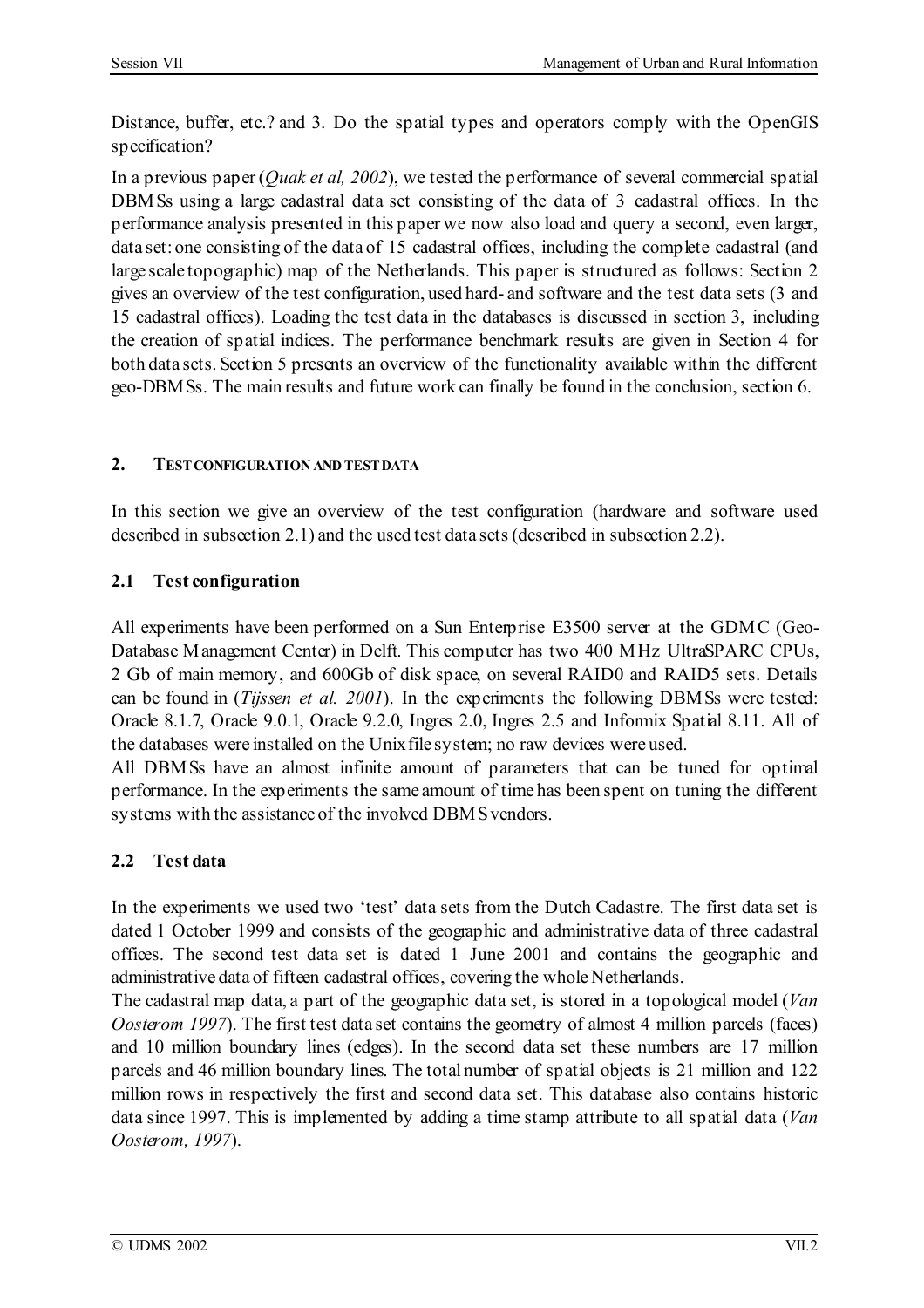Distance, buffer, etc.? and 3. Do the spatial types and operators comply with the OpenGIS specification?

In a previous paper (*Quak et al, 2002*), we tested the performance of several commercial spatial DBMSs using a large cadastral data set consisting of the data of 3 cadastral offices. In the performance analysis presented in this paper we now also load and query a second, even larger, data set: one consisting of the data of 15 cadastral offices, including the complete cadastral (and large scale topographic) map of the Netherlands. This paper is structured as follows: Section 2 gives an overview of the test configuration, used hard- and software and the test data sets (3 and 15 cadastral offices). Loading the test data in the databases is discussed in section 3, including the creation of spatial indices. The performance benchmark results are given in Section 4 for both data sets. Section 5 presents an overview of the functionality available within the different geo-DBMSs. The main results and future work can finally be found in the conclusion, section 6.

## 2. TEST CONFIGURATION AND TEST DATA

In this section we give an overview of the test configuration (hardware and software used described in subsection 2.1) and the used test data sets (described in subsection 2.2).

### 2.1 Test configuration

All experiments have been performed on a Sun Enterprise E3500 server at the GDMC (Geo-Database Management Center) in Delft. This computer has two 400 MHz UltraSPARC CPUs, 2 Gb of main memory, and 600Gb of disk space, on several RAID0 and RAID5 sets. Details can be found in (*Tijssen et al. 2001*). In the experiments the following DBMSs were tested: Oracle 8.1.7, Oracle 9.0.1, Oracle 9.2.0, Ingres 2.0, Ingres 2.5 and Informix Spatial 8.11. All of the databases were installed on the Unix file system; no raw devices were used.

All DBMSs have an almost infinite amount of parameters that can be tuned for optimal performance. In the experiments the same amount of time has been spent on tuning the different systems with the assistance of the involved DBMS vendors.

### 2.2 Test data

In the experiments we used two 'test' data sets from the Dutch Cadastre. The first data set is dated 1 October 1999 and consists of the geographic and administrative data of three cadastral offices. The second test data set is dated 1 June 2001 and contains the geographic and administrative data of fifteen cadastral offices, covering the whole Netherlands.

The cadastral map data, a part of the geographic data set, is stored in a topological model (*Van Oosterom 1997*). The first test data set contains the geometry of almost 4 million parcels (faces) and 10 million boundary lines (edges). In the second data set these numbers are 17 million parcels and 46 million boundary lines. The total number of spatial objects is 21 million and 122 million rows in respectively the first and second data set. This database also contains historic data since 1997. This is implemented by adding a time stamp attribute to all spatial data (*Van Oosterom, 1997*).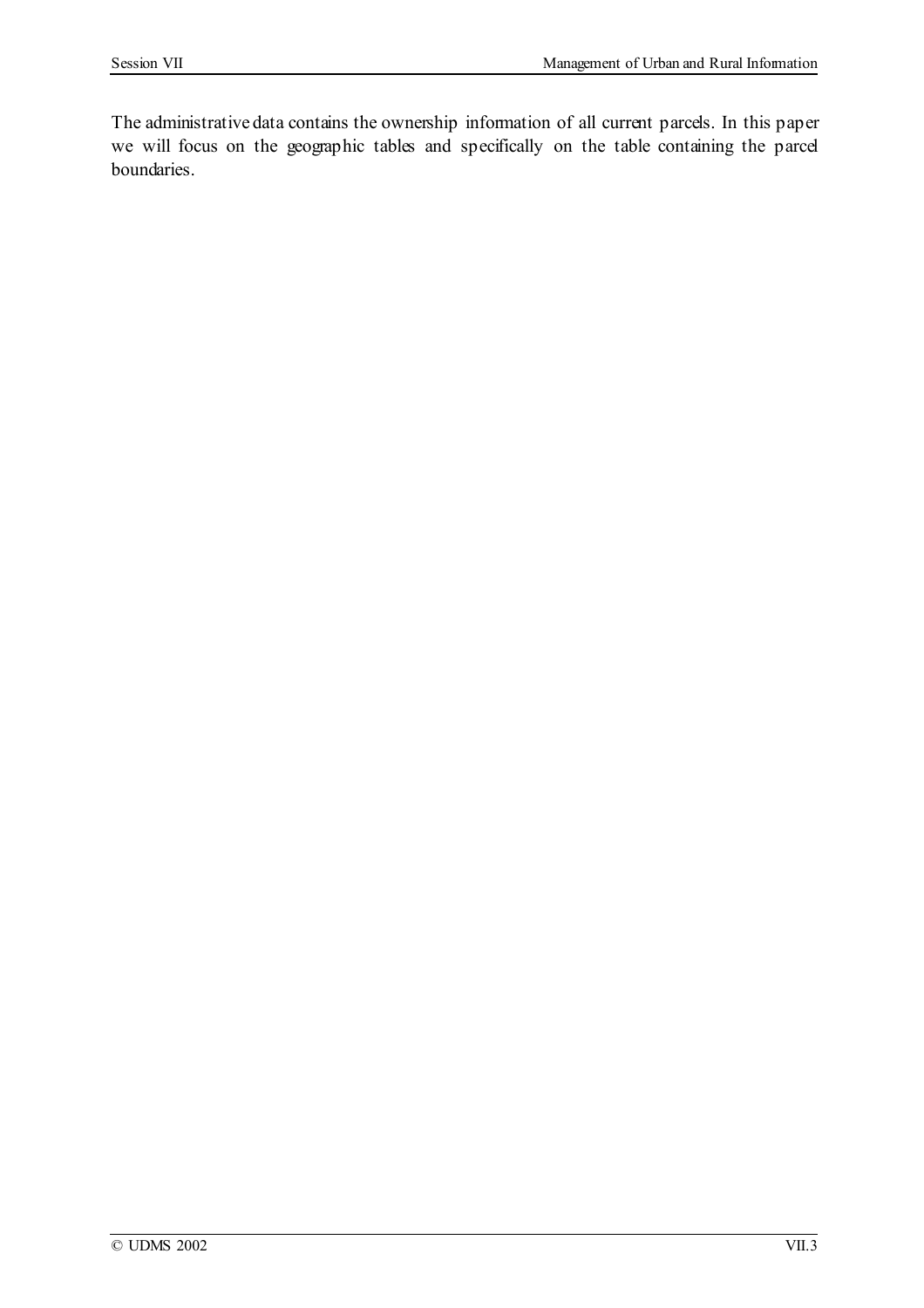The administrative data contains the ownership information of all current parcels. In this paper we will focus on the geographic tables and specifically on the table containing the parcel boundaries.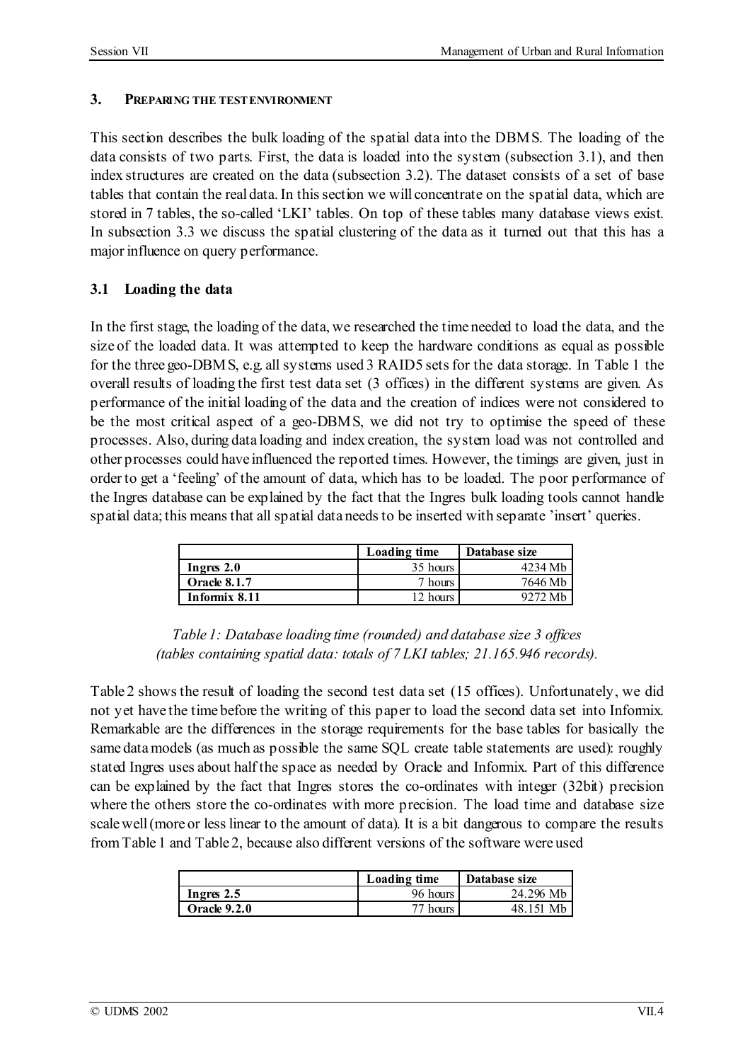## 3. Preparing the test environment

This section describes the bulk loading of the spatial data into the DBMS. The loading of the data consists of two parts. First, the data is loaded into the system (subsection 3.1), and then index structures are created on the data (subsection 3.2). The dataset consists of a set of base tables that contain the real data. In this section we will concentrate on the spatial data, which are stored in 7 tables, the so-called 'LKI' tables. On top of these tables many database views exist. In subsection 3.3 we discuss the spatial clustering of the data as it turned out that this has a major influence on query performance.

### 3.1 Loading the data

In the first stage, the loading of the data, we researched the time needed to load the data, and the size of the loaded data. It was attempted to keep the hardware conditions as equal as possible for the three geo-DBMS, e.g. all systems used 3 RAID5 sets for the data storage. In Table 1 the overall results of loading the first test data set (3 offices) in the different systems are given. As performance of the initial loading of the data and the creation of indices were not considered to be the most critical aspect of a geo-DBMS, we did not try to optimise the speed of these processes. Also, during data loading and index creation, the system load was not controlled and other processes could have influenced the reported times. However, the timings are given, just in order to get a 'feeling' of the amount of data, which has to be loaded. The poor performance of the Ingres database can be explained by the fact that the Ingres bulk loading tools cannot handle spatial data; this means that all spatial data needs to be inserted with separate 'insert' queries.

| | Loading time | Database size |
|---|---:|---:|
| **Ingres 2.0** | 35 hours | 4234 Mb |
| **Oracle 8.1.7** | 7 hours | 7646 Mb |
| **Informix 8.11** | 12 hours | 9272 Mb |

*Table 1: Database loading time (rounded) and database size 3 offices (tables containing spatial data: totals of 7 LKI tables; 21.165.946 records).*

Table 2 shows the result of loading the second test data set (15 offices). Unfortunately, we did not yet have the time before the writing of this paper to load the second data set into Informix. Remarkable are the differences in the storage requirements for the base tables for basically the same data models (as much as possible the same SQL create table statements are used): roughly stated Ingres uses about half the space as needed by Oracle and Informix. Part of this difference can be explained by the fact that Ingres stores the co-ordinates with integer (32bit) precision where the others store the co-ordinates with more precision. The load time and database size scale well (more or less linear to the amount of data). It is a bit dangerous to compare the results from Table 1 and Table 2, because also different versions of the software were used

| | Loading time | Database size |
|---|---:|---:|
| **Ingres 2.5** | 96 hours | 24.296 Mb |
| **Oracle 9.2.0** | 77 hours | 48.151 Mb |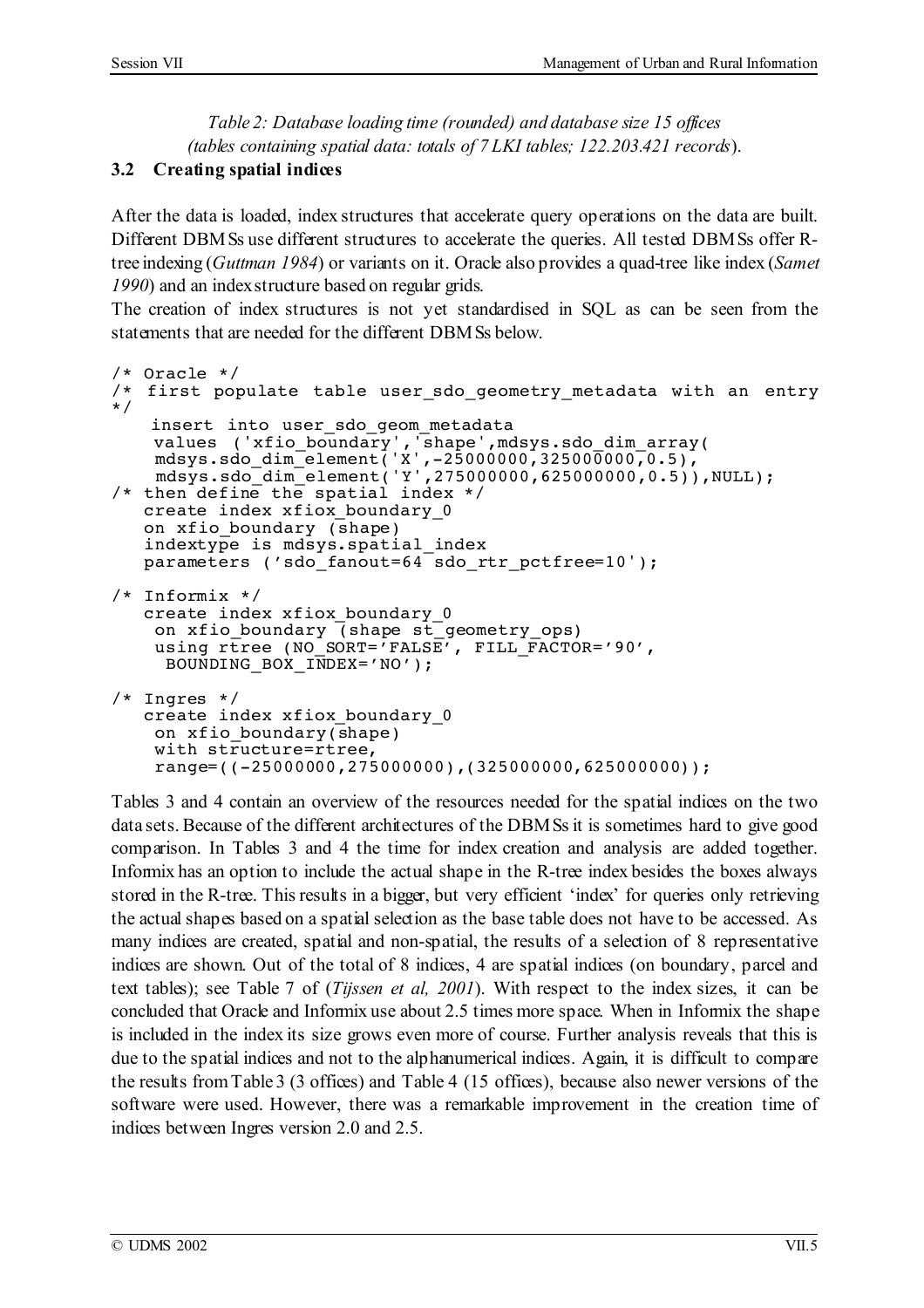*Table 2: Database loading time (rounded) and database size 15 offices (tables containing spatial data: totals of 7 LKI tables; 122.203.421 records*).

### 3.2 Creating spatial indices

After the data is loaded, index structures that accelerate query operations on the data are built. Different DBMSs use different structures to accelerate the queries. All tested DBMSs offer R-tree indexing (*Guttman 1984*) or variants on it. Oracle also provides a quad-tree like index (*Samet 1990*) and an index structure based on regular grids.

The creation of index structures is not yet standardised in SQL as can be seen from the statements that are needed for the different DBMSs below.

```
/* Oracle */
/*  first populate table user_sdo_geometry_metadata with an entry
*/
    insert into user_sdo_geom_metadata
    values ('xfio_boundary','shape',mdsys.sdo_dim_array(
     mdsys.sdo_dim_element('X',-25000000,325000000,0.5),
     mdsys.sdo_dim_element('Y',275000000,625000000,0.5)),NULL);
/* then define the spatial index */
   create index xfiox_boundary_0
   on xfio_boundary (shape)
   indextype is mdsys.spatial_index
   parameters ('sdo_fanout=64 sdo_rtr_pctfree=10');

/* Informix */
   create index xfiox_boundary_0
    on xfio_boundary (shape st_geometry_ops)
    using rtree (NO_SORT='FALSE', FILL_FACTOR='90',
     BOUNDING_BOX_INDEX='NO');

/* Ingres */
   create index xfiox_boundary_0
    on xfio_boundary(shape)
    with structure=rtree,
    range=((-25000000,275000000),(325000000,625000000));
```

Tables 3 and 4 contain an overview of the resources needed for the spatial indices on the two data sets. Because of the different architectures of the DBMSs it is sometimes hard to give good comparison. In Tables 3 and 4 the time for index creation and analysis are added together. Informix has an option to include the actual shape in the R-tree index besides the boxes always stored in the R-tree. This results in a bigger, but very efficient 'index' for queries only retrieving the actual shapes based on a spatial selection as the base table does not have to be accessed. As many indices are created, spatial and non-spatial, the results of a selection of 8 representative indices are shown. Out of the total of 8 indices, 4 are spatial indices (on boundary, parcel and text tables); see Table 7 of (*Tijssen et al, 2001*). With respect to the index sizes, it can be concluded that Oracle and Informix use about 2.5 times more space. When in Informix the shape is included in the index its size grows even more of course. Further analysis reveals that this is due to the spatial indices and not to the alphanumerical indices. Again, it is difficult to compare the results from Table 3 (3 offices) and Table 4 (15 offices), because also newer versions of the software were used. However, there was a remarkable improvement in the creation time of indices between Ingres version 2.0 and 2.5.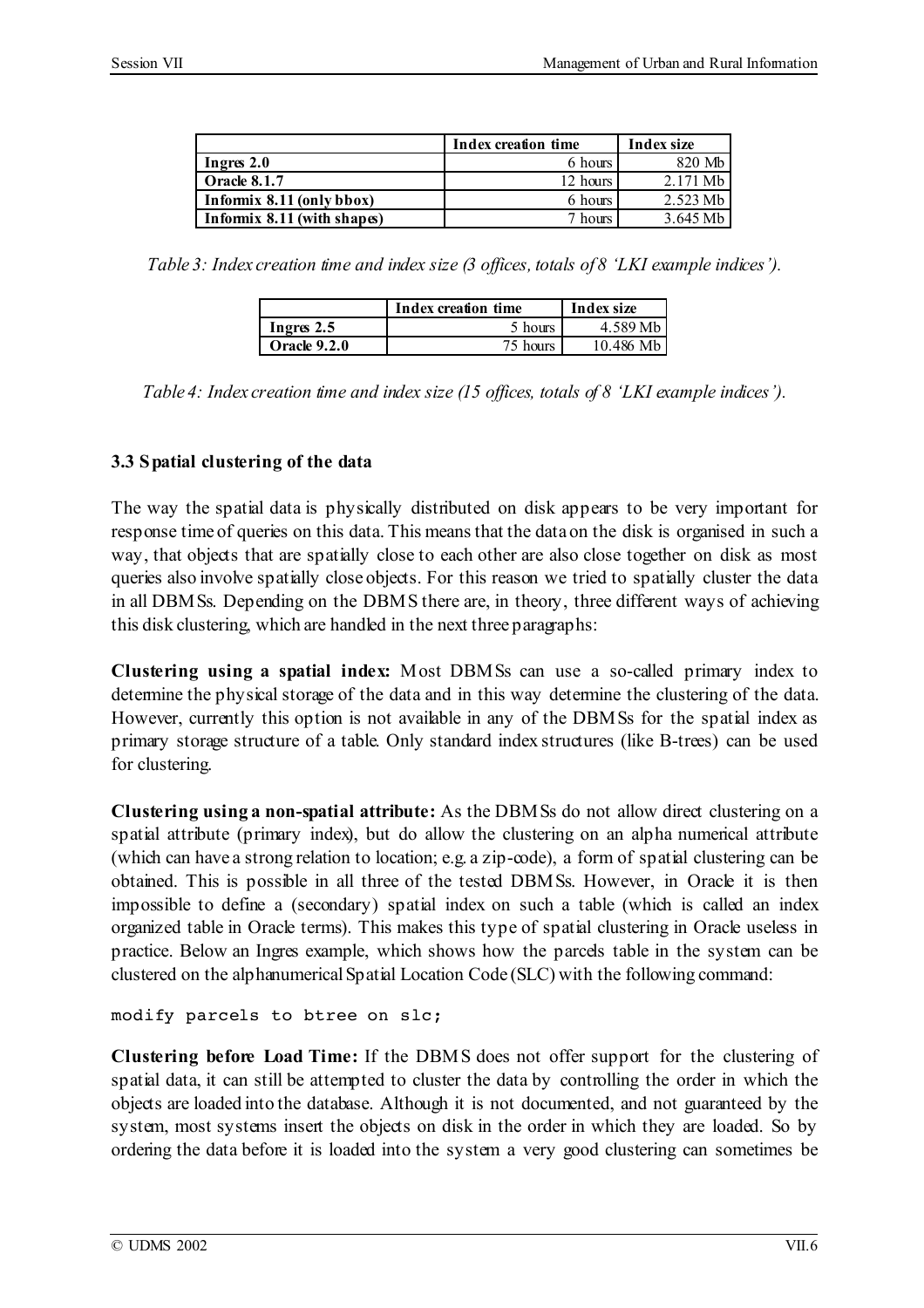| | **Index creation time** | **Index size** |
|---|---|---|
| **Ingres 2.0** | 6 hours | 820 Mb |
| **Oracle 8.1.7** | 12 hours | 2.171 Mb |
| **Informix 8.11 (only bbox)** | 6 hours | 2.523 Mb |
| **Informix 8.11 (with shapes)** | 7 hours | 3.645 Mb |

*Table 3: Index creation time and index size (3 offices, totals of 8 'LKI example indices').*

| | **Index creation time** | **Index size** |
|---|---|---|
| **Ingres 2.5** | 5 hours | 4.589 Mb |
| **Oracle 9.2.0** | 75 hours | 10.486 Mb |

*Table 4: Index creation time and index size (15 offices, totals of 8 'LKI example indices').*

### 3.3 Spatial clustering of the data

The way the spatial data is physically distributed on disk appears to be very important for response time of queries on this data. This means that the data on the disk is organised in such a way, that objects that are spatially close to each other are also close together on disk as most queries also involve spatially close objects. For this reason we tried to spatially cluster the data in all DBMSs. Depending on the DBMS there are, in theory, three different ways of achieving this disk clustering, which are handled in the next three paragraphs:

**Clustering using a spatial index:** Most DBMSs can use a so-called primary index to determine the physical storage of the data and in this way determine the clustering of the data. However, currently this option is not available in any of the DBMSs for the spatial index as primary storage structure of a table. Only standard index structures (like B-trees) can be used for clustering.

**Clustering using a non-spatial attribute:** As the DBMSs do not allow direct clustering on a spatial attribute (primary index), but do allow the clustering on an alpha numerical attribute (which can have a strong relation to location; e.g. a zip-code), a form of spatial clustering can be obtained. This is possible in all three of the tested DBMSs. However, in Oracle it is then impossible to define a (secondary) spatial index on such a table (which is called an index organized table in Oracle terms). This makes this type of spatial clustering in Oracle useless in practice. Below an Ingres example, which shows how the parcels table in the system can be clustered on the alphanumerical Spatial Location Code (SLC) with the following command:

```
modify parcels to btree on slc;
```

**Clustering before Load Time:** If the DBMS does not offer support for the clustering of spatial data, it can still be attempted to cluster the data by controlling the order in which the objects are loaded into the database. Although it is not documented, and not guaranteed by the system, most systems insert the objects on disk in the order in which they are loaded. So by ordering the data before it is loaded into the system a very good clustering can sometimes be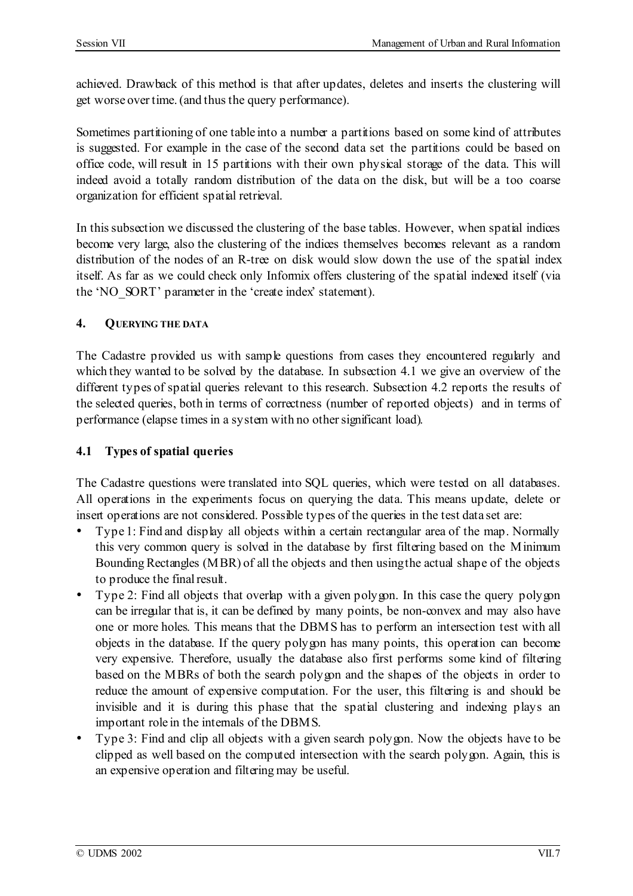achieved. Drawback of this method is that after updates, deletes and inserts the clustering will get worse over time. (and thus the query performance).

Sometimes partitioning of one table into a number a partitions based on some kind of attributes is suggested. For example in the case of the second data set the partitions could be based on office code, will result in 15 partitions with their own physical storage of the data. This will indeed avoid a totally random distribution of the data on the disk, but will be a too coarse organization for efficient spatial retrieval.

In this subsection we discussed the clustering of the base tables. However, when spatial indices become very large, also the clustering of the indices themselves becomes relevant as a random distribution of the nodes of an R-tree on disk would slow down the use of the spatial index itself. As far as we could check only Informix offers clustering of the spatial indexed itself (via the 'NO_SORT' parameter in the 'create index' statement).

## 4. QUERYING THE DATA

The Cadastre provided us with sample questions from cases they encountered regularly and which they wanted to be solved by the database. In subsection 4.1 we give an overview of the different types of spatial queries relevant to this research. Subsection 4.2 reports the results of the selected queries, both in terms of correctness (number of reported objects) and in terms of performance (elapse times in a system with no other significant load).

### 4.1 Types of spatial queries

The Cadastre questions were translated into SQL queries, which were tested on all databases. All operations in the experiments focus on querying the data. This means update, delete or insert operations are not considered. Possible types of the queries in the test data set are:

- Type 1: Find and display all objects within a certain rectangular area of the map. Normally this very common query is solved in the database by first filtering based on the Minimum Bounding Rectangles (MBR) of all the objects and then using the actual shape of the objects to produce the final result.
- Type 2: Find all objects that overlap with a given polygon. In this case the query polygon can be irregular that is, it can be defined by many points, be non-convex and may also have one or more holes. This means that the DBMS has to perform an intersection test with all objects in the database. If the query polygon has many points, this operation can become very expensive. Therefore, usually the database also first performs some kind of filtering based on the MBRs of both the search polygon and the shapes of the objects in order to reduce the amount of expensive computation. For the user, this filtering is and should be invisible and it is during this phase that the spatial clustering and indexing plays an important role in the internals of the DBMS.
- Type 3: Find and clip all objects with a given search polygon. Now the objects have to be clipped as well based on the computed intersection with the search polygon. Again, this is an expensive operation and filtering may be useful.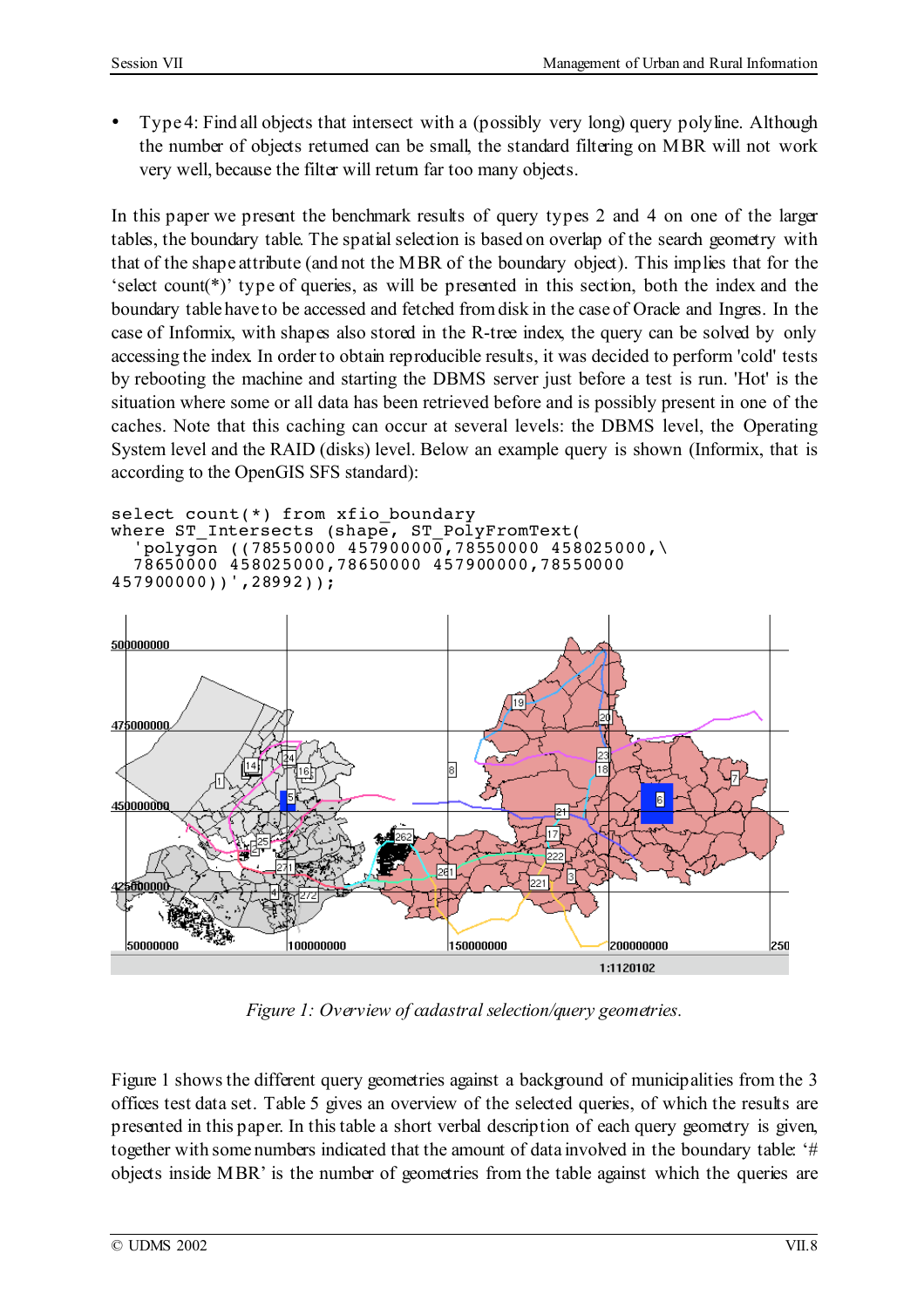- Type 4: Find all objects that intersect with a (possibly very long) query polyline. Although the number of objects returned can be small, the standard filtering on MBR will not work very well, because the filter will return far too many objects.

In this paper we present the benchmark results of query types 2 and 4 on one of the larger tables, the boundary table. The spatial selection is based on overlap of the search geometry with that of the shape attribute (and not the MBR of the boundary object). This implies that for the 'select count(*)' type of queries, as will be presented in this section, both the index and the boundary table have to be accessed and fetched from disk in the case of Oracle and Ingres. In the case of Informix, with shapes also stored in the R-tree index, the query can be solved by only accessing the index. In order to obtain reproducible results, it was decided to perform 'cold' tests by rebooting the machine and starting the DBMS server just before a test is run. 'Hot' is the situation where some or all data has been retrieved before and is possibly present in one of the caches. Note that this caching can occur at several levels: the DBMS level, the Operating System level and the RAID (disks) level. Below an example query is shown (Informix, that is according to the OpenGIS SFS standard):

```
select count(*) from xfio_boundary
where ST_Intersects (shape, ST_PolyFromText(
   'polygon ((78550000 457900000,78550000 458025000,\
   78650000 458025000,78650000 457900000,78550000
457900000))',28992));
```

*Figure 1: Overview of cadastral selection/query geometries.*

Figure 1 shows the different query geometries against a background of municipalities from the 3 offices test data set. Table 5 gives an overview of the selected queries, of which the results are presented in this paper. In this table a short verbal description of each query geometry is given, together with some numbers indicated that the amount of data involved in the boundary table: '# objects inside MBR' is the number of geometries from the table against which the queries are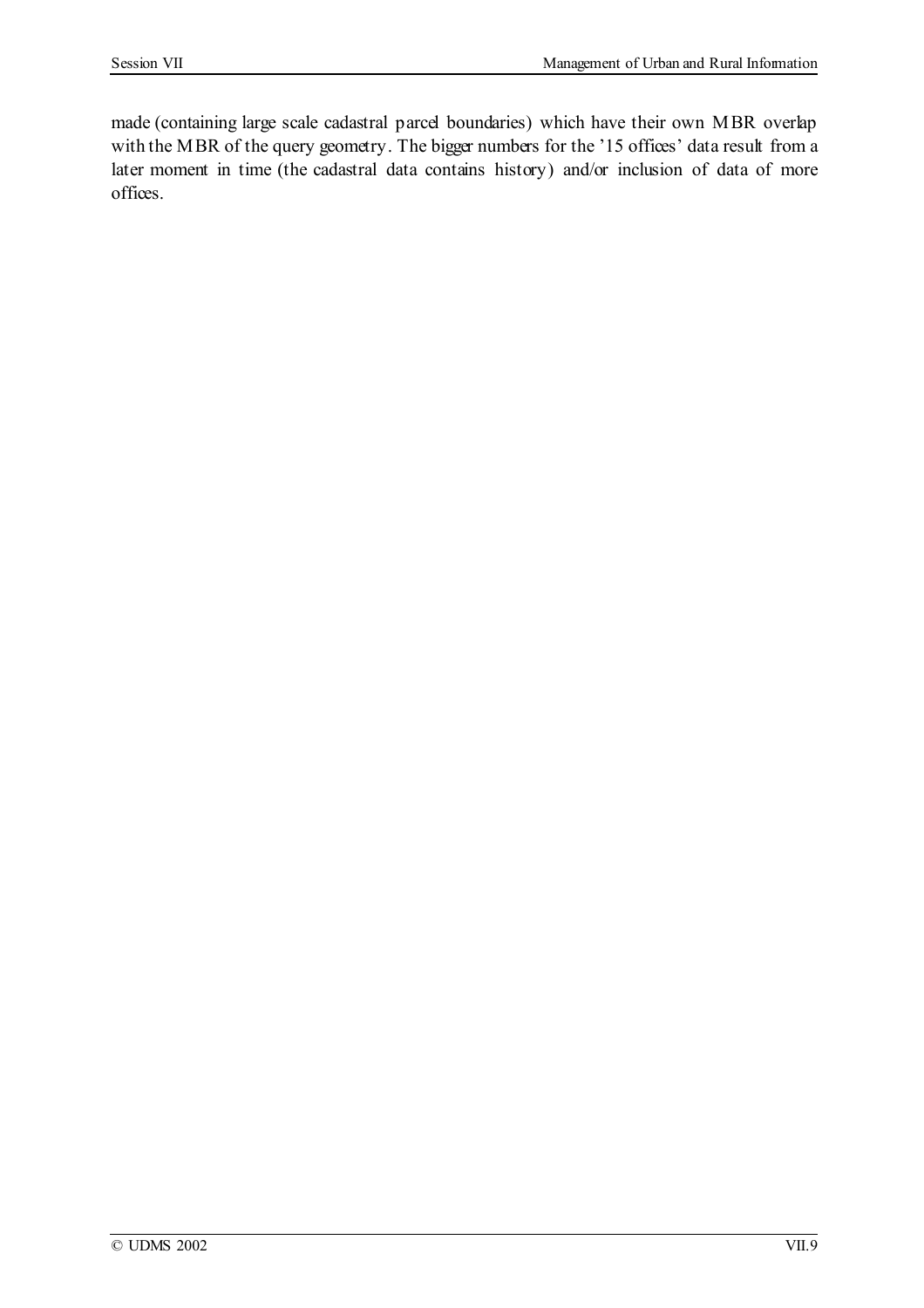made (containing large scale cadastral parcel boundaries) which have their own MBR overlap with the MBR of the query geometry. The bigger numbers for the '15 offices' data result from a later moment in time (the cadastral data contains history) and/or inclusion of data of more offices.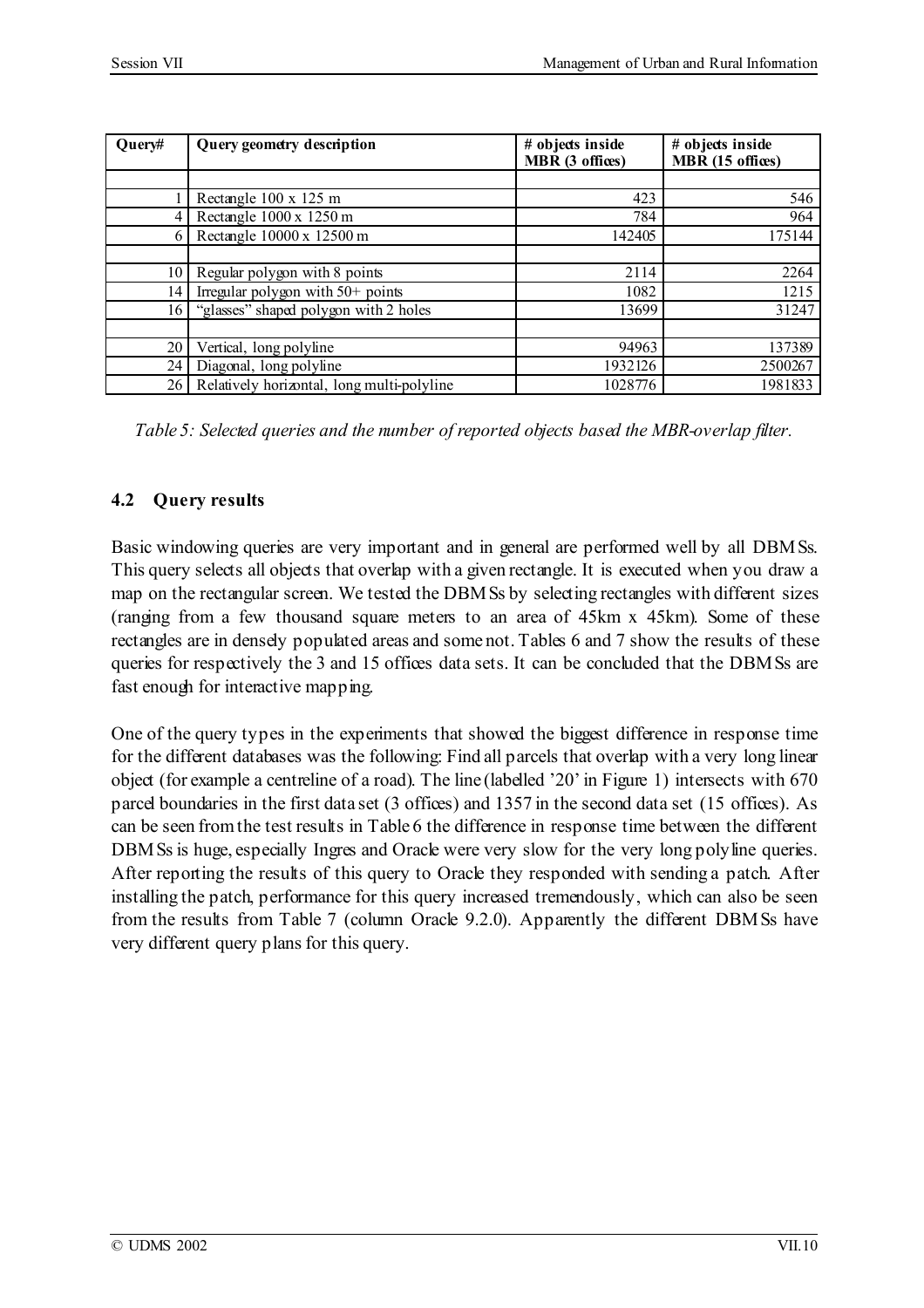| Query# | Query geometry description | # objects inside MBR (3 offices) | # objects inside MBR (15 offices) |
|---|---|---|---|
| | | | |
| 1 | Rectangle 100 x 125 m | 423 | 546 |
| 4 | Rectangle 1000 x 1250 m | 784 | 964 |
| 6 | Rectangle 10000 x 12500 m | 142405 | 175144 |
| | | | |
| 10 | Regular polygon with 8 points | 2114 | 2264 |
| 14 | Irregular polygon with 50+ points | 1082 | 1215 |
| 16 | "glasses" shaped polygon with 2 holes | 13699 | 31247 |
| | | | |
| 20 | Vertical, long polyline | 94963 | 137389 |
| 24 | Diagonal, long polyline | 1932126 | 2500267 |
| 26 | Relatively horizontal, long multi-polyline | 1028776 | 1981833 |

*Table 5: Selected queries and the number of reported objects based the MBR-overlap filter.*

### 4.2 Query results

Basic windowing queries are very important and in general are performed well by all DBMSs. This query selects all objects that overlap with a given rectangle. It is executed when you draw a map on the rectangular screen. We tested the DBMSs by selecting rectangles with different sizes (ranging from a few thousand square meters to an area of 45km x 45km). Some of these rectangles are in densely populated areas and some not. Tables 6 and 7 show the results of these queries for respectively the 3 and 15 offices data sets. It can be concluded that the DBMSs are fast enough for interactive mapping.

One of the query types in the experiments that showed the biggest difference in response time for the different databases was the following: Find all parcels that overlap with a very long linear object (for example a centreline of a road). The line (labelled '20' in Figure 1) intersects with 670 parcel boundaries in the first data set (3 offices) and 1357 in the second data set (15 offices). As can be seen from the test results in Table 6 the difference in response time between the different DBMSs is huge, especially Ingres and Oracle were very slow for the very long polyline queries. After reporting the results of this query to Oracle they responded with sending a patch. After installing the patch, performance for this query increased tremendously, which can also be seen from the results from Table 7 (column Oracle 9.2.0). Apparently the different DBMSs have very different query plans for this query.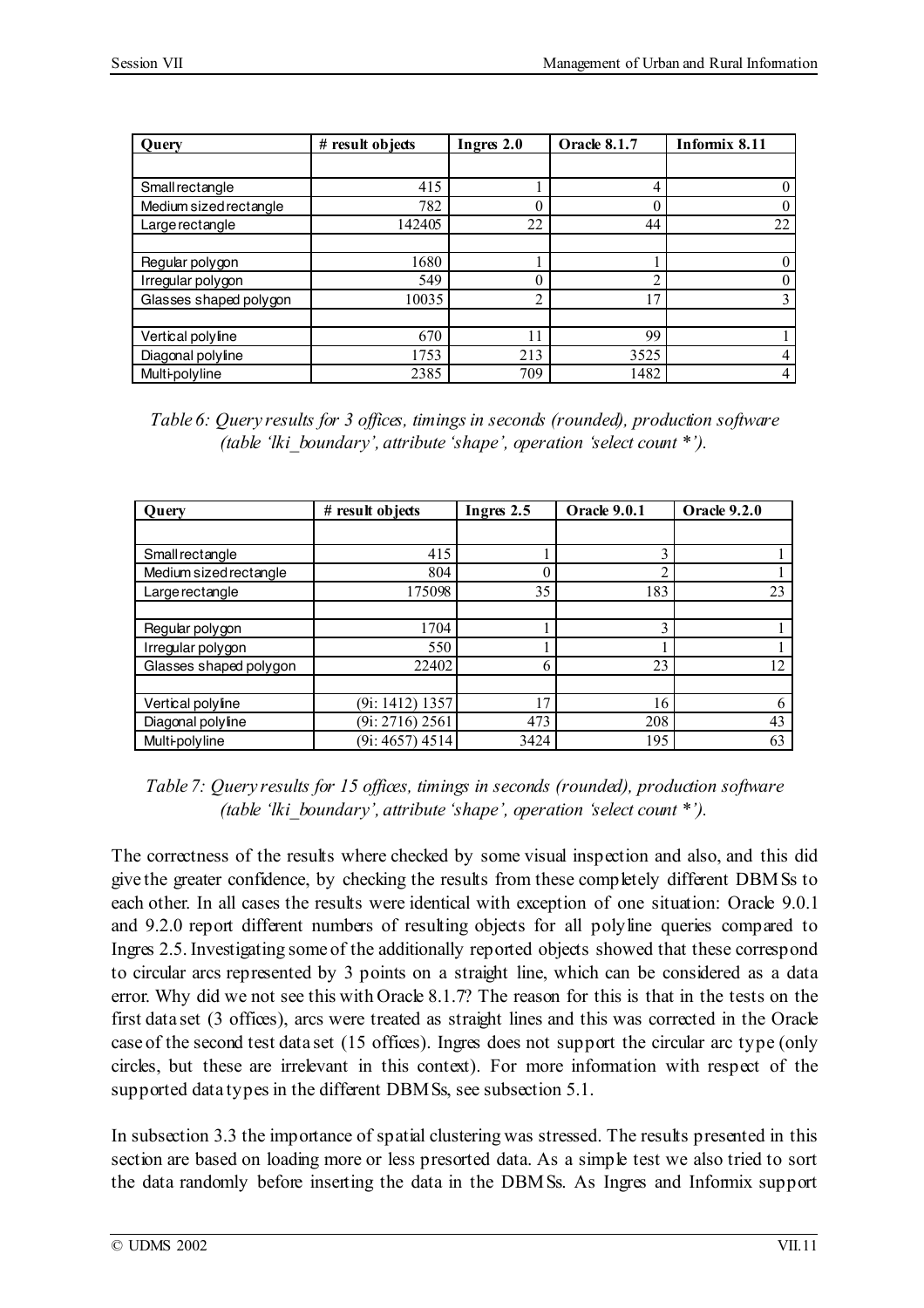| Query | # result objects | Ingres 2.0 | Oracle 8.1.7 | Informix 8.11 |
|---|---|---|---|---|
| | | | | |
| Small rectangle | 415 | 1 | 4 | 0 |
| Medium sized rectangle | 782 | 0 | 0 | 0 |
| Large rectangle | 142405 | 22 | 44 | 22 |
| | | | | |
| Regular polygon | 1680 | 1 | 1 | 0 |
| Irregular polygon | 549 | 0 | 2 | 0 |
| Glasses shaped polygon | 10035 | 2 | 17 | 3 |
| | | | | |
| Vertical polyline | 670 | 11 | 99 | 1 |
| Diagonal polyline | 1753 | 213 | 3525 | 4 |
| Multi-polyline | 2385 | 709 | 1482 | 4 |

*Table 6: Query results for 3 offices, timings in seconds (rounded), production software (table 'lki_boundary', attribute 'shape', operation 'select count *').*

| Query | # result objects | Ingres 2.5 | Oracle 9.0.1 | Oracle 9.2.0 |
|---|---|---|---|---|
| | | | | |
| Small rectangle | 415 | 1 | 3 | 1 |
| Medium sized rectangle | 804 | 0 | 2 | 1 |
| Large rectangle | 175098 | 35 | 183 | 23 |
| | | | | |
| Regular polygon | 1704 | 1 | 3 | 1 |
| Irregular polygon | 550 | 1 | 1 | 1 |
| Glasses shaped polygon | 22402 | 6 | 23 | 12 |
| | | | | |
| Vertical polyline | (9i: 1412) 1357 | 17 | 16 | 6 |
| Diagonal polyline | (9i: 2716) 2561 | 473 | 208 | 43 |
| Multi-polyline | (9i: 4657) 4514 | 3424 | 195 | 63 |

*Table 7: Query results for 15 offices, timings in seconds (rounded), production software (table 'lki_boundary', attribute 'shape', operation 'select count *').*

The correctness of the results where checked by some visual inspection and also, and this did give the greater confidence, by checking the results from these completely different DBMSs to each other. In all cases the results were identical with exception of one situation: Oracle 9.0.1 and 9.2.0 report different numbers of resulting objects for all polyline queries compared to Ingres 2.5. Investigating some of the additionally reported objects showed that these correspond to circular arcs represented by 3 points on a straight line, which can be considered as a data error. Why did we not see this with Oracle 8.1.7? The reason for this is that in the tests on the first data set (3 offices), arcs were treated as straight lines and this was corrected in the Oracle case of the second test data set (15 offices). Ingres does not support the circular arc type (only circles, but these are irrelevant in this context). For more information with respect of the supported data types in the different DBMSs, see subsection 5.1.

In subsection 3.3 the importance of spatial clustering was stressed. The results presented in this section are based on loading more or less presorted data. As a simple test we also tried to sort the data randomly before inserting the data in the DBMSs. As Ingres and Informix support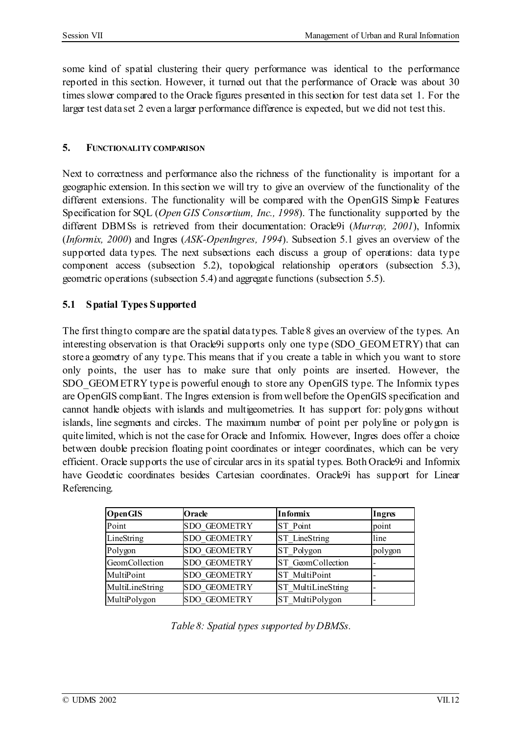some kind of spatial clustering their query performance was identical to the performance reported in this section. However, it turned out that the performance of Oracle was about 30 times slower compared to the Oracle figures presented in this section for test data set 1. For the larger test data set 2 even a larger performance difference is expected, but we did not test this.

## 5. FUNCTIONALITY COMPARISON

Next to correctness and performance also the richness of the functionality is important for a geographic extension. In this section we will try to give an overview of the functionality of the different extensions. The functionality will be compared with the OpenGIS Simple Features Specification for SQL (*Open GIS Consortium, Inc., 1998*). The functionality supported by the different DBMSs is retrieved from their documentation: Oracle9i (*Murray, 2001*), Informix (*Informix, 2000*) and Ingres (*ASK-OpenIngres, 1994*). Subsection 5.1 gives an overview of the supported data types. The next subsections each discuss a group of operations: data type component access (subsection 5.2), topological relationship operators (subsection 5.3), geometric operations (subsection 5.4) and aggregate functions (subsection 5.5).

### 5.1 Spatial Types Supported

The first thing to compare are the spatial data types. Table 8 gives an overview of the types. An interesting observation is that Oracle9i supports only one type (SDO_GEOMETRY) that can store a geometry of any type. This means that if you create a table in which you want to store only points, the user has to make sure that only points are inserted. However, the SDO_GEOMETRY type is powerful enough to store any OpenGIS type. The Informix types are OpenGIS compliant. The Ingres extension is from well before the OpenGIS specification and cannot handle objects with islands and multigeometries. It has support for: polygons without islands, line segments and circles. The maximum number of point per polyline or polygon is quite limited, which is not the case for Oracle and Informix. However, Ingres does offer a choice between double precision floating point coordinates or integer coordinates, which can be very efficient. Oracle supports the use of circular arcs in its spatial types. Both Oracle9i and Informix have Geodetic coordinates besides Cartesian coordinates. Oracle9i has support for Linear Referencing.

| OpenGIS | Oracle | Informix | Ingres |
|---|---|---|---|
| Point | SDO_GEOMETRY | ST_Point | point |
| LineString | SDO_GEOMETRY | ST_LineString | line |
| Polygon | SDO_GEOMETRY | ST_Polygon | polygon |
| GeomCollection | SDO_GEOMETRY | ST_GeomCollection | - |
| MultiPoint | SDO_GEOMETRY | ST_MultiPoint | - |
| MultiLineString | SDO_GEOMETRY | ST_MultiLineString | - |
| MultiPolygon | SDO_GEOMETRY | ST_MultiPolygon | - |

*Table 8: Spatial types supported by DBMSs.*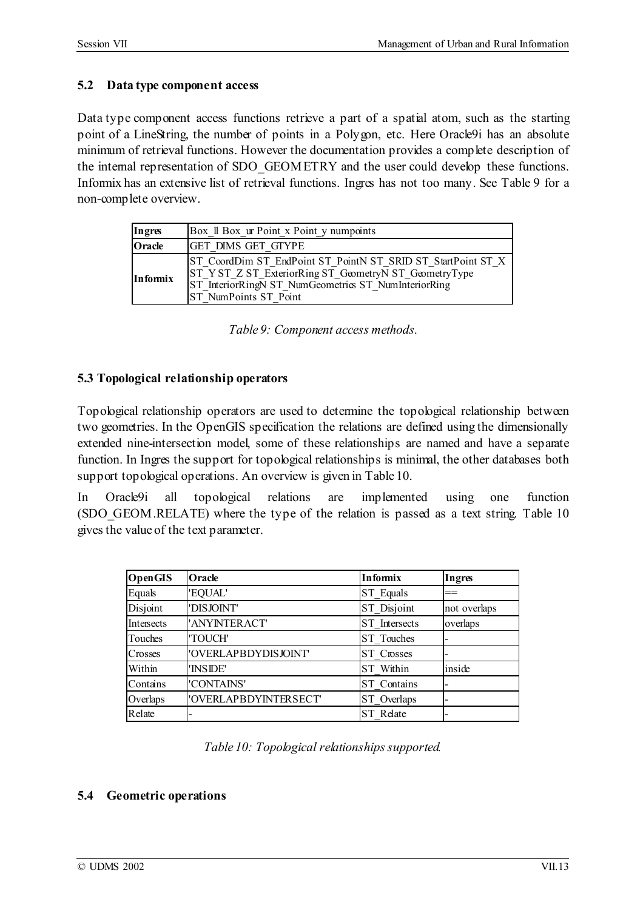### 5.2 Data type component access

Data type component access functions retrieve a part of a spatial atom, such as the starting point of a LineString, the number of points in a Polygon, etc. Here Oracle9i has an absolute minimum of retrieval functions. However the documentation provides a complete description of the internal representation of SDO_GEOMETRY and the user could develop these functions. Informix has an extensive list of retrieval functions. Ingres has not too many. See Table 9 for a non-complete overview.

| | |
|---|---|
| **Ingres** | Box_ll Box_ur Point_x Point_y numpoints |
| **Oracle** | GET_DIMS GET_GTYPE |
| **Informix** | ST_CoordDim ST_EndPoint ST_PointN ST_SRID ST_StartPoint ST_X ST_Y ST_Z ST_ExteriorRing ST_GeometryN ST_GeometryType ST_InteriorRingN ST_NumGeometries ST_NumInteriorRing ST_NumPoints ST_Point |

*Table 9: Component access methods.*

### 5.3 Topological relationship operators

Topological relationship operators are used to determine the topological relationship between two geometries. In the OpenGIS specification the relations are defined using the dimensionally extended nine-intersection model, some of these relationships are named and have a separate function. In Ingres the support for topological relationships is minimal, the other databases both support topological operations. An overview is given in Table 10.

In Oracle9i all topological relations are implemented using one function (SDO_GEOM.RELATE) where the type of the relation is passed as a text string. Table 10 gives the value of the text parameter.

| **OpenGIS** | **Oracle** | **Informix** | **Ingres** |
|---|---|---|---|
| Equals | 'EQUAL' | ST_Equals | == |
| Disjoint | 'DISJOINT' | ST_Disjoint | not overlaps |
| Intersects | 'ANYINTERACT' | ST_Intersects | overlaps |
| Touches | 'TOUCH' | ST_Touches | - |
| Crosses | 'OVERLAPBDYDISJOINT' | ST_Crosses | - |
| Within | 'INSIDE' | ST_Within | inside |
| Contains | 'CONTAINS' | ST_Contains | - |
| Overlaps | 'OVERLAPBDYINTERSECT' | ST_Overlaps | - |
| Relate | - | ST_Relate | - |

*Table 10: Topological relationships supported.*

### 5.4 Geometric operations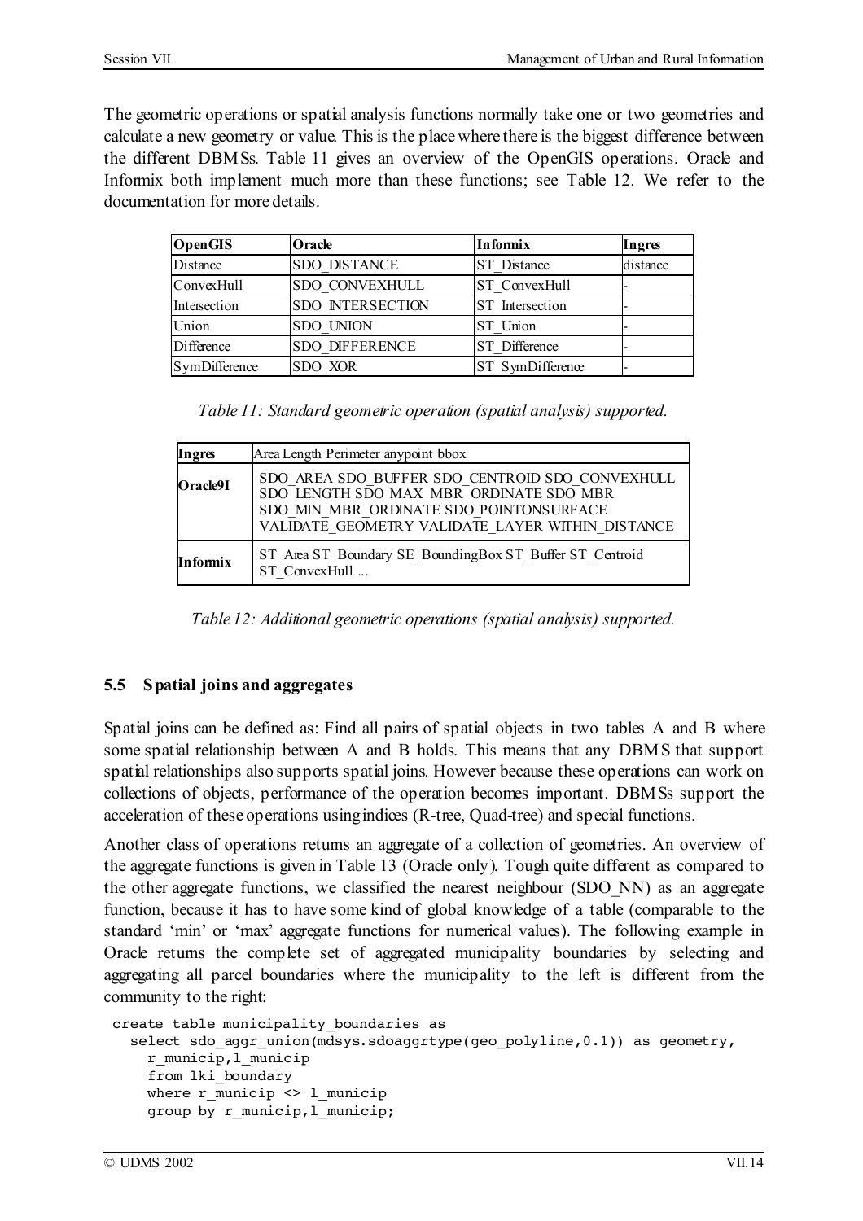The geometric operations or spatial analysis functions normally take one or two geometries and calculate a new geometry or value. This is the place where there is the biggest difference between the different DBMSs. Table 11 gives an overview of the OpenGIS operations. Oracle and Informix both implement much more than these functions; see Table 12. We refer to the documentation for more details.

| **OpenGIS** | **Oracle** | **Informix** | **Ingres** |
|---|---|---|---|
| Distance | SDO_DISTANCE | ST_Distance | distance |
| ConvexHull | SDO_CONVEXHULL | ST_ConvexHull | - |
| Intersection | SDO_INTERSECTION | ST_Intersection | - |
| Union | SDO_UNION | ST_Union | - |
| Difference | SDO_DIFFERENCE | ST_Difference | - |
| SymDifference | SDO_XOR | ST_SymDifference | - |

*Table 11: Standard geometric operation (spatial analysis) supported.*

| | |
|---|---|
| **Ingres** | Area Length Perimeter anypoint bbox |
| **Oracle9I** | SDO_AREA SDO_BUFFER SDO_CENTROID SDO_CONVEXHULL SDO_LENGTH SDO_MAX_MBR_ORDINATE SDO_MBR SDO_MIN_MBR_ORDINATE SDO_POINTONSURFACE VALIDATE_GEOMETRY VALIDATE_LAYER WITHIN_DISTANCE |
| **Informix** | ST_Area ST_Boundary SE_BoundingBox ST_Buffer ST_Centroid ST_ConvexHull ... |

*Table 12: Additional geometric operations (spatial analysis) supported.*

### 5.5 Spatial joins and aggregates

Spatial joins can be defined as: Find all pairs of spatial objects in two tables A and B where some spatial relationship between A and B holds. This means that any DBMS that support spatial relationships also supports spatial joins. However because these operations can work on collections of objects, performance of the operation becomes important. DBMSs support the acceleration of these operations using indices (R-tree, Quad-tree) and special functions.

Another class of operations returns an aggregate of a collection of geometries. An overview of the aggregate functions is given in Table 13 (Oracle only). Tough quite different as compared to the other aggregate functions, we classified the nearest neighbour (SDO_NN) as an aggregate function, because it has to have some kind of global knowledge of a table (comparable to the standard 'min' or 'max' aggregate functions for numerical values). The following example in Oracle returns the complete set of aggregated municipality boundaries by selecting and aggregating all parcel boundaries where the municipality to the left is different from the community to the right:

```
create table municipality_boundaries as
  select sdo_aggr_union(mdsys.sdoaggrtype(geo_polyline,0.1)) as geometry,
    r_municip,l_municip
    from lki_boundary
    where r_municip <> l_municip
    group by r_municip,l_municip;
```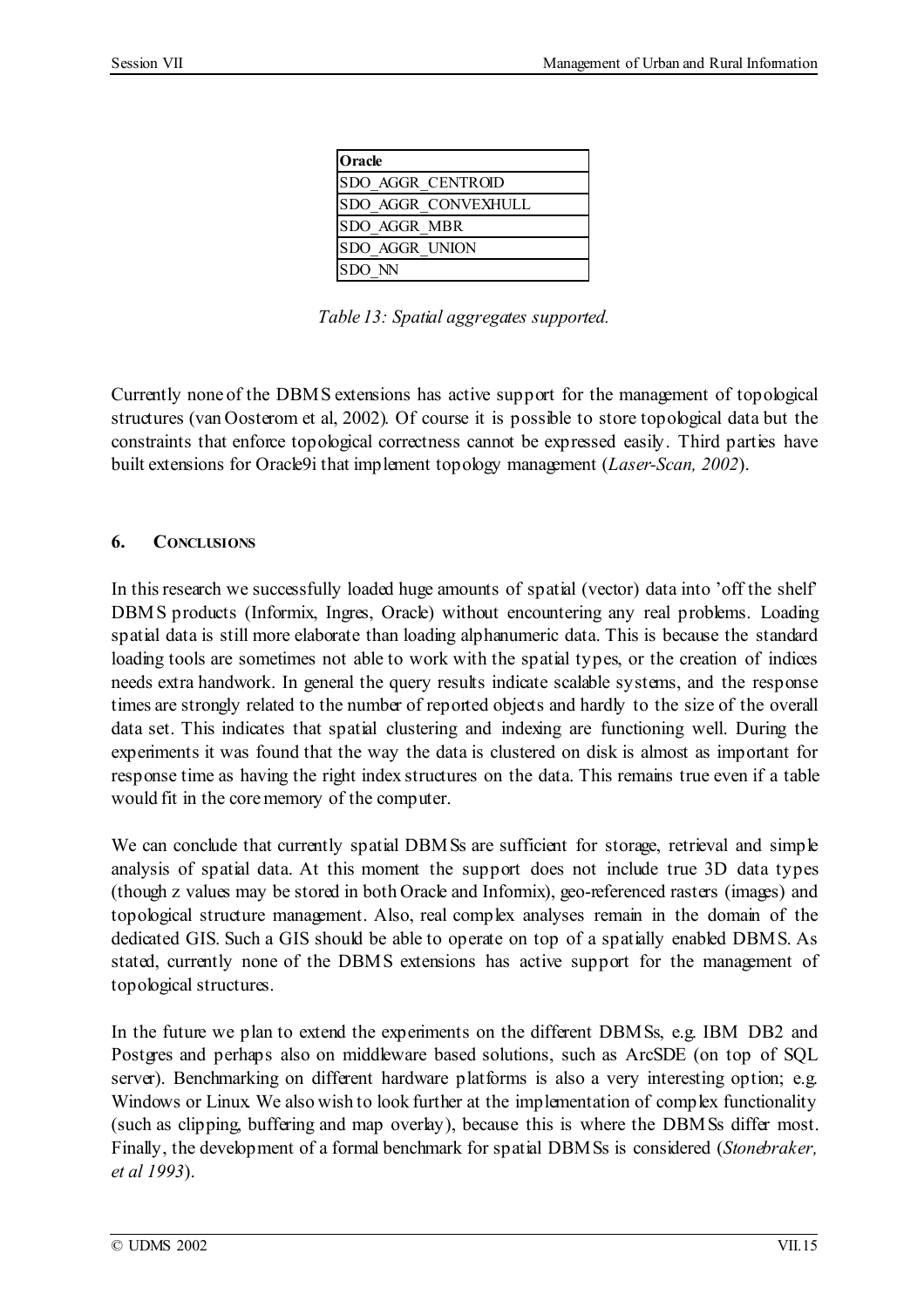| Oracle |
|---|
| SDO_AGGR_CENTROID |
| SDO_AGGR_CONVEXHULL |
| SDO_AGGR_MBR |
| SDO_AGGR_UNION |
| SDO_NN |

*Table 13: Spatial aggregates supported.*

Currently none of the DBMS extensions has active support for the management of topological structures (van Oosterom et al, 2002). Of course it is possible to store topological data but the constraints that enforce topological correctness cannot be expressed easily. Third parties have built extensions for Oracle9i that implement topology management (*Laser-Scan, 2002*).

## 6. CONCLUSIONS

In this research we successfully loaded huge amounts of spatial (vector) data into 'off the shelf' DBMS products (Informix, Ingres, Oracle) without encountering any real problems. Loading spatial data is still more elaborate than loading alphanumeric data. This is because the standard loading tools are sometimes not able to work with the spatial types, or the creation of indices needs extra handwork. In general the query results indicate scalable systems, and the response times are strongly related to the number of reported objects and hardly to the size of the overall data set. This indicates that spatial clustering and indexing are functioning well. During the experiments it was found that the way the data is clustered on disk is almost as important for response time as having the right index structures on the data. This remains true even if a table would fit in the core memory of the computer.

We can conclude that currently spatial DBMSs are sufficient for storage, retrieval and simple analysis of spatial data. At this moment the support does not include true 3D data types (though z values may be stored in both Oracle and Informix), geo-referenced rasters (images) and topological structure management. Also, real complex analyses remain in the domain of the dedicated GIS. Such a GIS should be able to operate on top of a spatially enabled DBMS. As stated, currently none of the DBMS extensions has active support for the management of topological structures.

In the future we plan to extend the experiments on the different DBMSs, e.g. IBM DB2 and Postgres and perhaps also on middleware based solutions, such as ArcSDE (on top of SQL server). Benchmarking on different hardware platforms is also a very interesting option; e.g. Windows or Linux. We also wish to look further at the implementation of complex functionality (such as clipping, buffering and map overlay), because this is where the DBMSs differ most. Finally, the development of a formal benchmark for spatial DBMSs is considered (*Stonebraker, et al 1993*).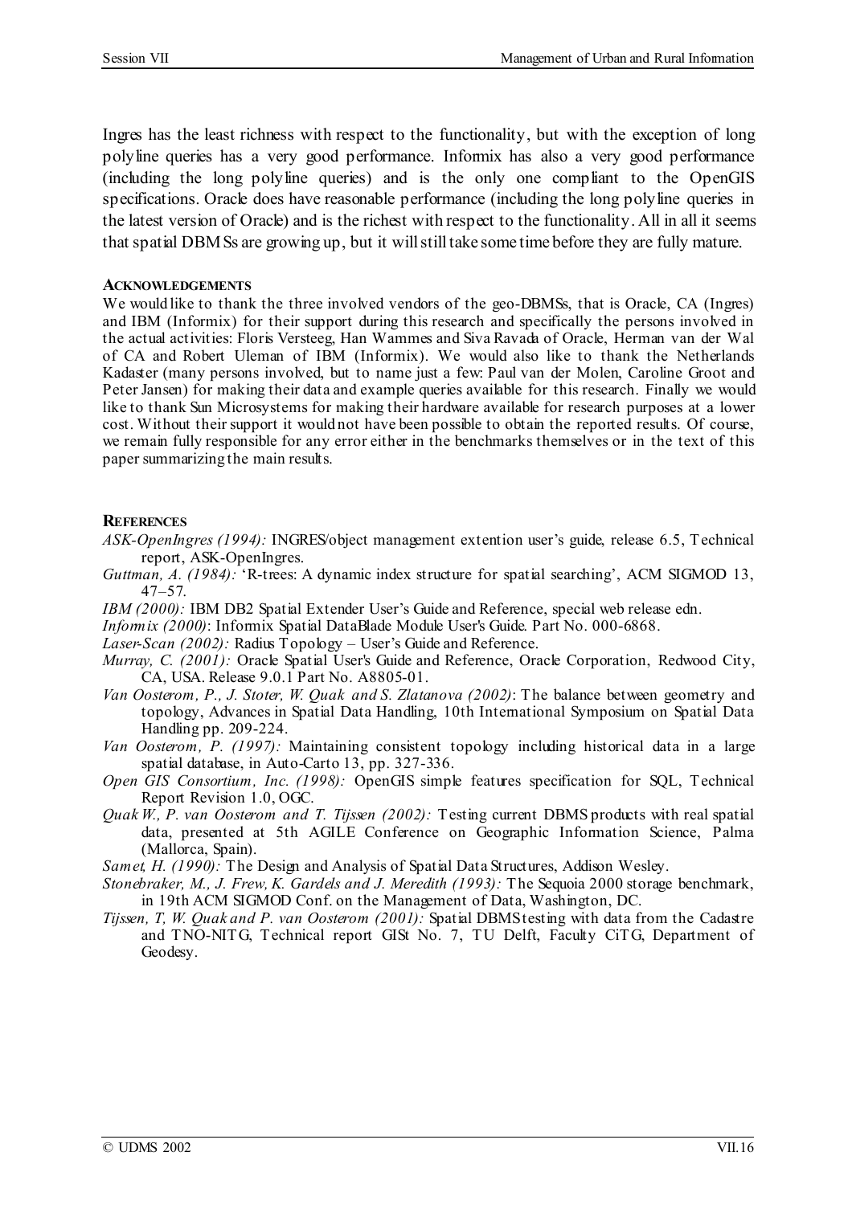Ingres has the least richness with respect to the functionality, but with the exception of long polyline queries has a very good performance. Informix has also a very good performance (including the long polyline queries) and is the only one compliant to the OpenGIS specifications. Oracle does have reasonable performance (including the long polyline queries in the latest version of Oracle) and is the richest with respect to the functionality. All in all it seems that spatial DBMSs are growing up, but it will still take some time before they are fully mature.

#### ACKNOWLEDGEMENTS

We would like to thank the three involved vendors of the geo-DBMSs, that is Oracle, CA (Ingres) and IBM (Informix) for their support during this research and specifically the persons involved in the actual activities: Floris Versteeg, Han Wammes and Siva Ravada of Oracle, Herman van der Wal of CA and Robert Uleman of IBM (Informix). We would also like to thank the Netherlands Kadaster (many persons involved, but to name just a few: Paul van der Molen, Caroline Groot and Peter Jansen) for making their data and example queries available for this research. Finally we would like to thank Sun Microsystems for making their hardware available for research purposes at a lower cost. Without their support it would not have been possible to obtain the reported results. Of course, we remain fully responsible for any error either in the benchmarks themselves or in the text of this paper summarizing the main results.

#### REFERENCES

*ASK-OpenIngres (1994):* INGRES/object management extention user's guide, release 6.5, Technical report, ASK-OpenIngres.

*Guttman, A. (1984):* 'R-trees: A dynamic index structure for spatial searching', ACM SIGMOD 13, 47–57.

*IBM (2000):* IBM DB2 Spatial Extender User's Guide and Reference, special web release edn.

*Informix (2000)*: Informix Spatial DataBlade Module User's Guide. Part No. 000-6868.

*Laser-Scan (2002):* Radius Topology – User's Guide and Reference.

*Murray, C. (2001):* Oracle Spatial User's Guide and Reference, Oracle Corporation, Redwood City, CA, USA. Release 9.0.1 Part No. A8805-01.

*Van Oosterom, P., J. Stoter, W. Quak and S. Zlatanova (2002)*: The balance between geometry and topology, Advances in Spatial Data Handling, 10th International Symposium on Spatial Data Handling pp. 209-224.

*Van Oosterom, P. (1997):* Maintaining consistent topology including historical data in a large spatial database, in Auto-Carto 13, pp. 327-336.

*Open GIS Consortium, Inc. (1998):* OpenGIS simple features specification for SQL, Technical Report Revision 1.0, OGC.

*Quak W., P. van Oosterom and T. Tijssen (2002):* Testing current DBMS products with real spatial data, presented at 5th AGILE Conference on Geographic Information Science, Palma (Mallorca, Spain).

*Samet, H. (1990):* The Design and Analysis of Spatial Data Structures, Addison Wesley.

*Stonebraker, M., J. Frew, K. Gardels and J. Meredith (1993):* The Sequoia 2000 storage benchmark, in 19th ACM SIGMOD Conf. on the Management of Data, Washington, DC.

*Tijssen, T, W. Quak and P. van Oosterom (2001):* Spatial DBMS testing with data from the Cadastre and TNO-NITG, Technical report GISt No. 7, TU Delft, Faculty CiTG, Department of Geodesy.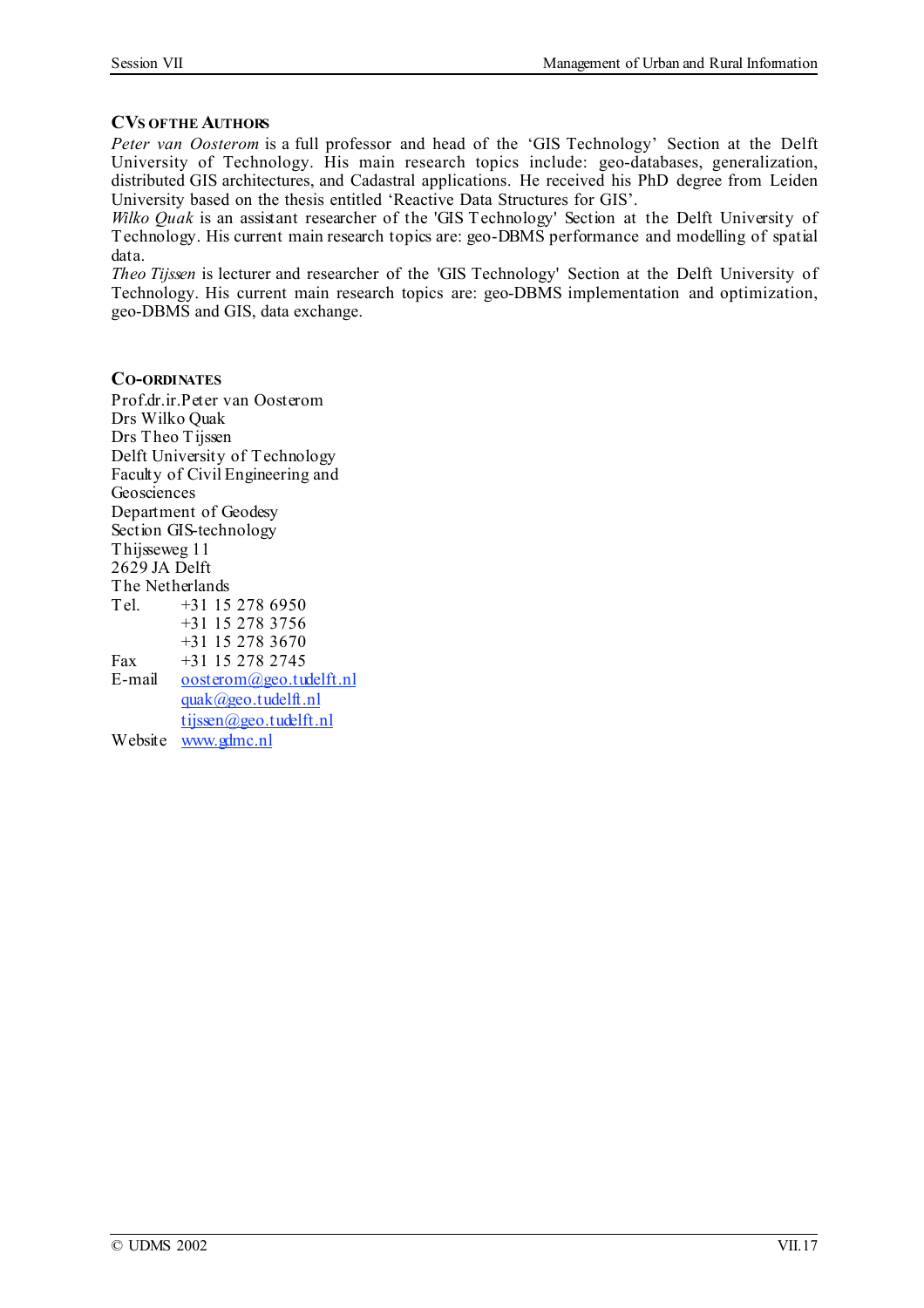## CVs OF THE AUTHORS

*Peter van Oosterom* is a full professor and head of the ‘GIS Technology’ Section at the Delft University of Technology. His main research topics include: geo-databases, generalization, distributed GIS architectures, and Cadastral applications. He received his PhD degree from Leiden University based on the thesis entitled ‘Reactive Data Structures for GIS’.

*Wilko Quak* is an assistant researcher of the 'GIS Technology' Section at the Delft University of Technology. His current main research topics are: geo-DBMS performance and modelling of spatial data.

*Theo Tijssen* is lecturer and researcher of the 'GIS Technology' Section at the Delft University of Technology. His current main research topics are: geo-DBMS implementation and optimization, geo-DBMS and GIS, data exchange.

## CO-ORDINATES

Prof.dr.ir.Peter van Oosterom
Drs Wilko Quak
Drs Theo Tijssen
Delft University of Technology
Faculty of Civil Engineering and Geosciences
Department of Geodesy
Section GIS-technology
Thijsseweg 11
2629 JA Delft
The Netherlands

| | |
|---|---|
| Tel. | +31 15 278 6950 |
| | +31 15 278 3756 |
| | +31 15 278 3670 |
| Fax | +31 15 278 2745 |
| E-mail | oosterom@geo.tudelft.nl |
| | quak@geo.tudelft.nl |
| | tijssen@geo.tudelft.nl |
| Website | www.gdmc.nl |